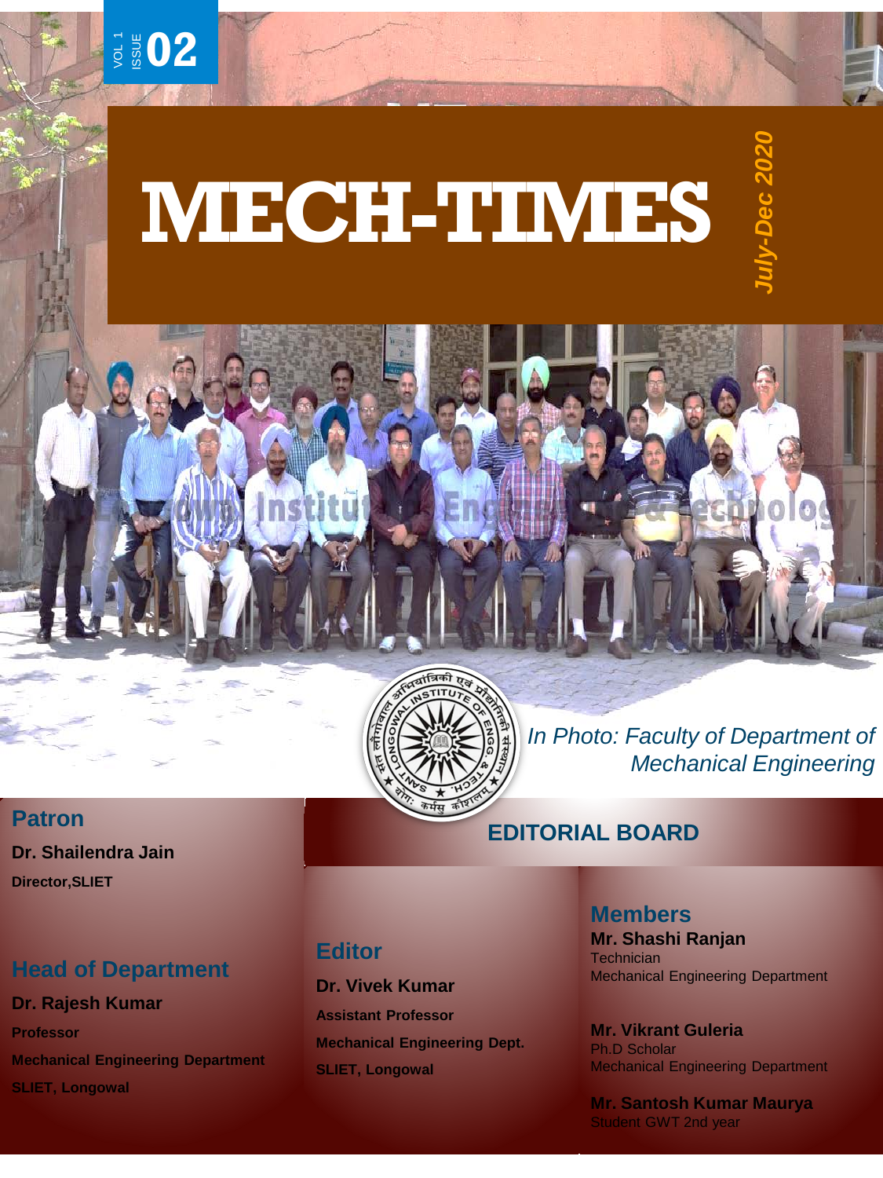VOL 1 ISSUE 02

# MECH-TIMES

*July-Dec 2020*

*In Photo: Faculty of Department of Mechanical Engineering*

## Patron

**Dr. Shailendra Jain**

**Director,SLIET**

## Head of Department

**Dr. Rajesh Kumar**

**Professor**

**Mechanical Engineering Department**

**SLIET, Longowal**

## EDITORIAL BOARD

### Editor

**Dr. Vivek Kumar**

**Assistant Professor**

**Mechanical Engineering Dept.**

**SLIET, Longowal**

### Members

**Mr. Shashi Ranjan**
Technician
Mechanical Engineering Department

**Mr. Vikrant Guleria**
Ph.D Scholar
Mechanical Engineering Department

**Mr. Santosh Kumar Maurya**
Student GWT 2nd year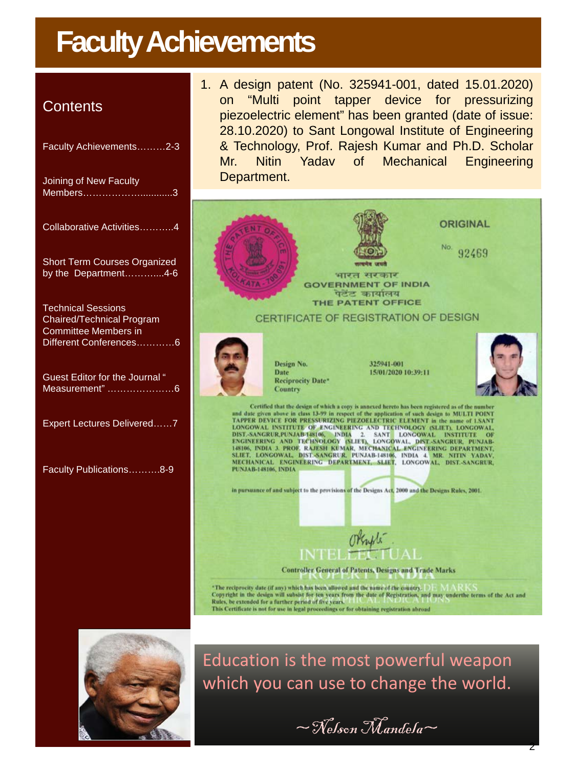# Faculty Achievements

## Contents

- Faculty Achievements.........2-3
- Joining of New Faculty Members…………….............3
- Collaborative Activities………..4
- Short Term Courses Organized by the Department………....4-6
- Technical Sessions Chaired/Technical Program Committee Members in Different Conferences…………6
- Guest Editor for the Journal " Measurement" …………………6
- Expert Lectures Delivered……7
- Faculty Publications……….8-9

1. A design patent (No. 325941-001, dated 15.01.2020) on "Multi point tapper device for pressurizing piezoelectric element" has been granted (date of issue: 28.10.2020) to Sant Longowal Institute of Engineering & Technology, Prof. Rajesh Kumar and Ph.D. Scholar Mr. Nitin Yadav of Mechanical Engineering Department.

ORIGINAL

No. 92469

भारत सरकार
GOVERNMENT OF INDIA
पेटेंट कार्यालय
THE PATENT OFFICE

CERTIFICATE OF REGISTRATION OF DESIGN

Design No. 325941-001
Date 15/01/2020 10:39:11
Reciprocity Date*
Country

Certified that the design of which a copy is annexed hereto has been registered as of the number and date given above in class 13-99 in respect of the application of such design to MULTI POINT TAPPER DEVICE FOR PRESSURIZING PIEZOELECTRIC ELEMENT in the name of 1.SANT LONGOWAL INSTITUTE OF ENGINEERING AND TECHNOLOGY (SLIET), LONGOWAL, DIST.-SANGRUR,PUNJAB-148106, INDIA 2. SANT LONGOWAL INSTITUTE OF ENGINEERING AND TECHNOLOGY (SLIET), LONGOWAL, DIST.-SANGRUR, PUNJAB-148106, INDIA 3. PROF. RAJESH KUMAR, MECHANICAL ENGINEERING DEPARTMENT, SLIET, LONGOWAL, DIST.-SANGRUR, PUNJAB-148106, INDIA 4. MR. NITIN YADAV, MECHANICAL ENGINEERING DEPARTMENT, SLIET, LONGOWAL, DIST.-SANGRUR, PUNJAB-148106, INDIA

in pursuance of and subject to the provisions of the Designs Act, 2000 and the Designs Rules, 2001.

Controller General of Patents, Designs and Trade Marks

*The reciprocity date (if any) which has been allowed and the name of the country.
Copyright in the design will subsist for ten years from the date of Registration, and may underthe terms of the Act and Rules, be extended for a further period of five years.
This Certificate is not for use in legal proceedings or for obtaining registration abroad

Education is the most powerful weapon which you can use to change the world.

~Nelson Mandela~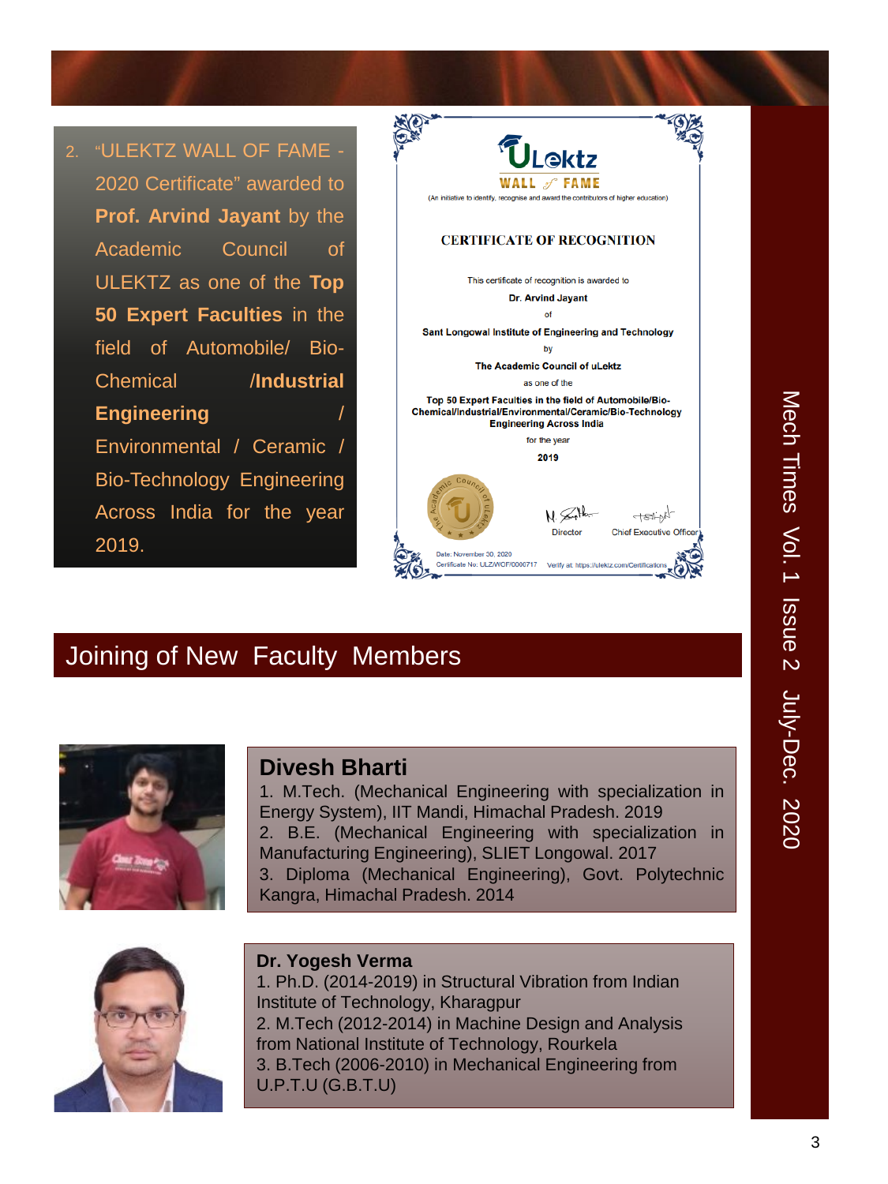2. "ULEKTZ WALL OF FAME - 2020 Certificate" awarded to **Prof. Arvind Jayant** by the Academic Council of ULEKTZ as one of the **Top 50 Expert Faculties** in the field of Automobile/ Bio-Chemical /**Industrial Engineering** / Environmental / Ceramic / Bio-Technology Engineering Across India for the year 2019.

ULektz

WALL of FAME

(An initiative to identify, recognise and award the contributors of higher education)

CERTIFICATE OF RECOGNITION

This certificate of recognition is awarded to

**Dr. Arvind Jayant**

of

**Sant Longowal Institute of Engineering and Technology**

by

**The Academic Council of uLektz**

as one of the

**Top 50 Expert Faculties in the field of Automobile/Bio-Chemical/Industrial/Environmental/Ceramic/Bio-Technology Engineering Across India**

for the year

**2019**

Director

Chief Executive Officer

Date: November 30, 2020

Certificate No: ULZ/WOF/0000717

Verify at: https://ulektz.com/Certifications

## Joining of New Faculty Members

### Divesh Bharti

1. M.Tech. (Mechanical Engineering with specialization in Energy System), IIT Mandi, Himachal Pradesh. 2019
2. B.E. (Mechanical Engineering with specialization in Manufacturing Engineering), SLIET Longowal. 2017
3. Diploma (Mechanical Engineering), Govt. Polytechnic Kangra, Himachal Pradesh. 2014

### Dr. Yogesh Verma

1. Ph.D. (2014-2019) in Structural Vibration from Indian Institute of Technology, Kharagpur
2. M.Tech (2012-2014) in Machine Design and Analysis from National Institute of Technology, Rourkela
3. B.Tech (2006-2010) in Mechanical Engineering from U.P.T.U (G.B.T.U)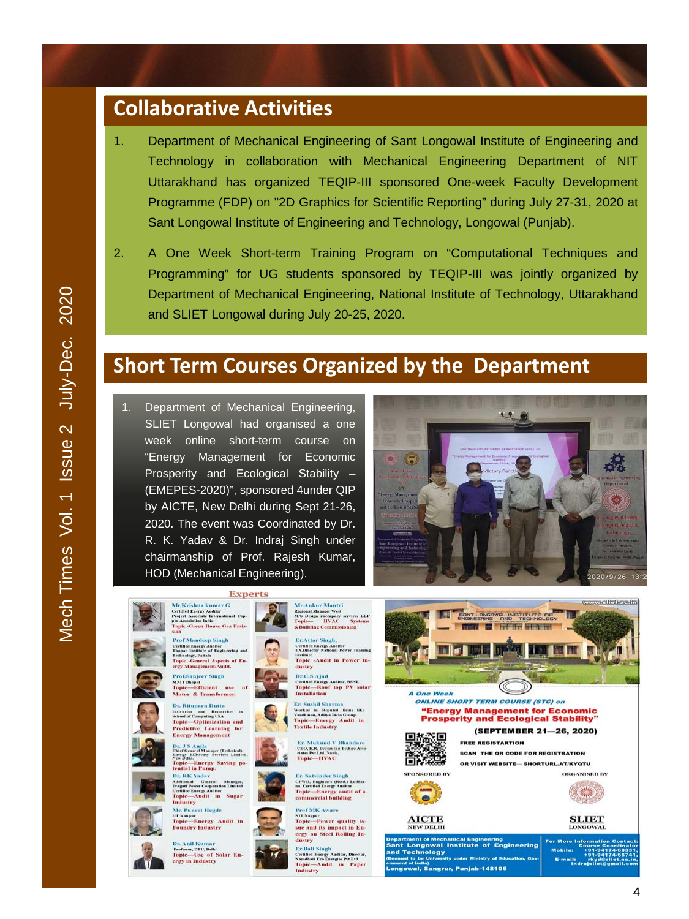## Collaborative Activities

1. Department of Mechanical Engineering of Sant Longowal Institute of Engineering and Technology in collaboration with Mechanical Engineering Department of NIT Uttarakhand has organized TEQIP-III sponsored One-week Faculty Development Programme (FDP) on "2D Graphics for Scientific Reporting" during July 27-31, 2020 at Sant Longowal Institute of Engineering and Technology, Longowal (Punjab).

2. A One Week Short-term Training Program on "Computational Techniques and Programming" for UG students sponsored by TEQIP-III was jointly organized by Department of Mechanical Engineering, National Institute of Technology, Uttarakhand and SLIET Longowal during July 20-25, 2020.

## Short Term Courses Organized by the Department

1. Department of Mechanical Engineering, SLIET Longowal had organised a one week online short-term course on "Energy Management for Economic Prosperity and Ecological Stability – (EMEPES-2020)", sponsored 4under QIP by AICTE, New Delhi during Sept 21-26, 2020. The event was Coordinated by Dr. R. K. Yadav & Dr. Indraj Singh under chairmanship of Prof. Rajesh Kumar, HOD (Mechanical Engineering).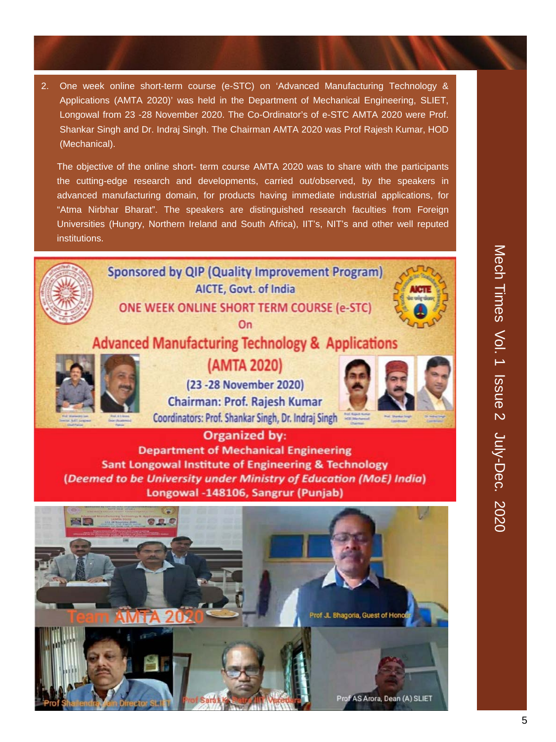2. One week online short-term course (e-STC) on 'Advanced Manufacturing Technology & Applications (AMTA 2020)' was held in the Department of Mechanical Engineering, SLIET, Longowal from 23 -28 November 2020. The Co-Ordinator's of e-STC AMTA 2020 were Prof. Shankar Singh and Dr. Indraj Singh. The Chairman AMTA 2020 was Prof Rajesh Kumar, HOD (Mechanical).

   The objective of the online short- term course AMTA 2020 was to share with the participants the cutting-edge research and developments, carried out/observed, by the speakers in advanced manufacturing domain, for products having immediate industrial applications, for "Atma Nirbhar Bharat". The speakers are distinguished research faculties from Foreign Universities (Hungry, Northern Ireland and South Africa), IIT's, NIT's and other well reputed institutions.

Sponsored by QIP (Quality Improvement Program)
AICTE, Govt. of India
ONE WEEK ONLINE SHORT TERM COURSE (e-STC)
On
Advanced Manufacturing Technology & Applications
(AMTA 2020)
(23 -28 November 2020)
Chairman: Prof. Rajesh Kumar
Coordinators: Prof. Shankar Singh, Dr. Indraj Singh

Organized by:
Department of Mechanical Engineering
Sant Longowal Institute of Engineering & Technology
*(Deemed to be University under Ministry of Education (MoE) India)*
Longowal -148106, Sangrur (Punjab)

Team AMTA 2020

Prof JL Bhagoria, Guest of Honour

Prof Shailendra Jain Director SLIET

Prof Sarat Kr Patra IIIT Vadodara

Prof AS Arora, Dean (A) SLIET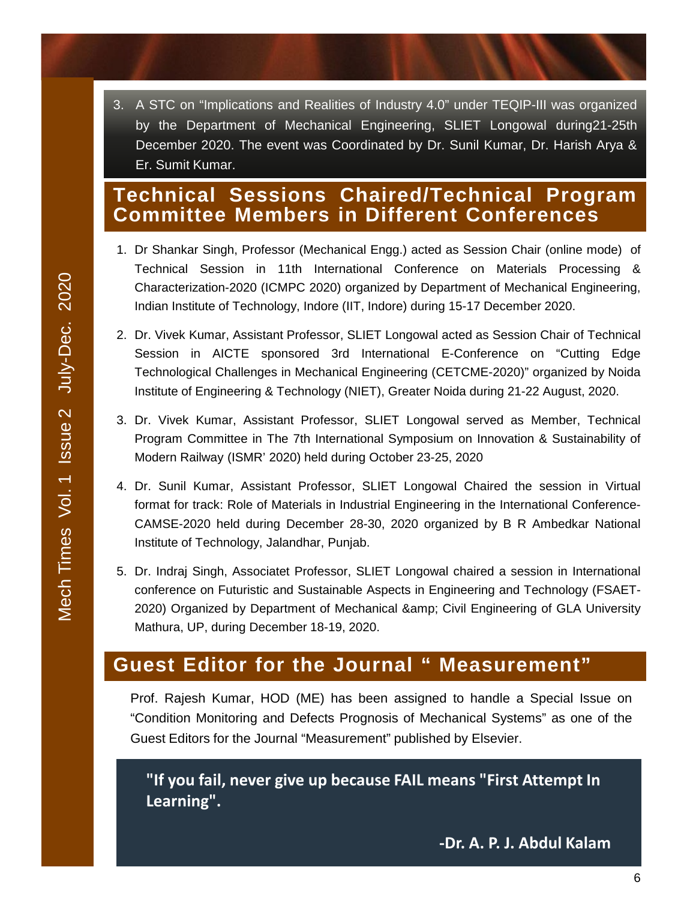3. A STC on “Implications and Realities of Industry 4.0” under TEQIP-III was organized by the Department of Mechanical Engineering, SLIET Longowal during21-25th December 2020. The event was Coordinated by Dr. Sunil Kumar, Dr. Harish Arya & Er. Sumit Kumar.

## Technical Sessions Chaired/Technical Program Committee Members in Different Conferences

1. Dr Shankar Singh, Professor (Mechanical Engg.) acted as Session Chair (online mode) of Technical Session in 11th International Conference on Materials Processing & Characterization-2020 (ICMPC 2020) organized by Department of Mechanical Engineering, Indian Institute of Technology, Indore (IIT, Indore) during 15-17 December 2020.
2. Dr. Vivek Kumar, Assistant Professor, SLIET Longowal acted as Session Chair of Technical Session in AICTE sponsored 3rd International E-Conference on “Cutting Edge Technological Challenges in Mechanical Engineering (CETCME-2020)” organized by Noida Institute of Engineering & Technology (NIET), Greater Noida during 21-22 August, 2020.
3. Dr. Vivek Kumar, Assistant Professor, SLIET Longowal served as Member, Technical Program Committee in The 7th International Symposium on Innovation & Sustainability of Modern Railway (ISMR’ 2020) held during October 23-25, 2020
4. Dr. Sunil Kumar, Assistant Professor, SLIET Longowal Chaired the session in Virtual format for track: Role of Materials in Industrial Engineering in the International Conference-CAMSE-2020 held during December 28-30, 2020 organized by B R Ambedkar National Institute of Technology, Jalandhar, Punjab.
5. Dr. Indraj Singh, Associatet Professor, SLIET Longowal chaired a session in International conference on Futuristic and Sustainable Aspects in Engineering and Technology (FSAET-2020) Organized by Department of Mechanical &amp; Civil Engineering of GLA University Mathura, UP, during December 18-19, 2020.

## Guest Editor for the Journal “ Measurement”

Prof. Rajesh Kumar, HOD (ME) has been assigned to handle a Special Issue on “Condition Monitoring and Defects Prognosis of Mechanical Systems” as one of the Guest Editors for the Journal “Measurement” published by Elsevier.

**"If you fail, never give up because FAIL means "First Attempt In Learning".**

**-Dr. A. P. J. Abdul Kalam**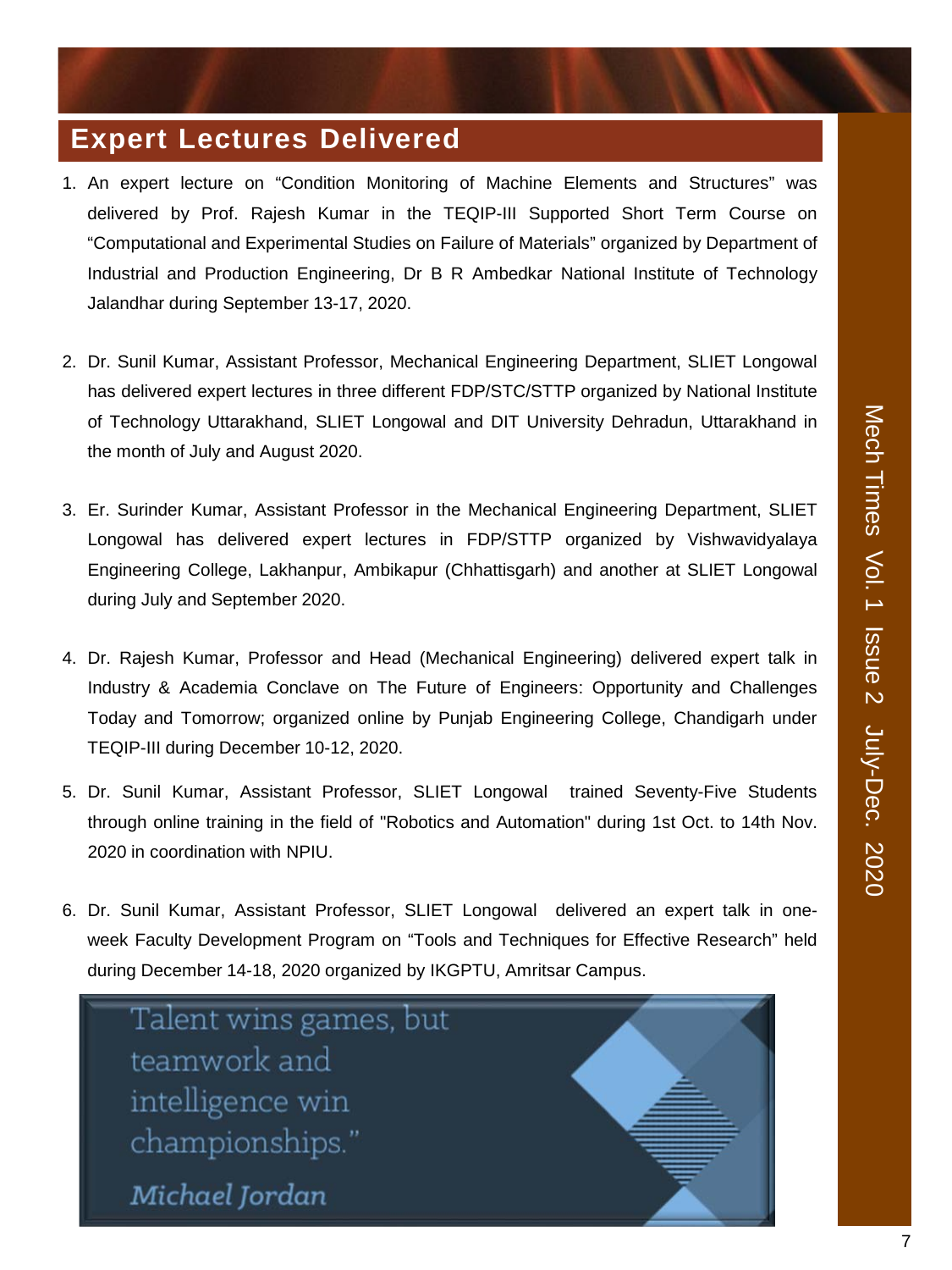## Expert Lectures Delivered

1. An expert lecture on "Condition Monitoring of Machine Elements and Structures" was delivered by Prof. Rajesh Kumar in the TEQIP-III Supported Short Term Course on "Computational and Experimental Studies on Failure of Materials" organized by Department of Industrial and Production Engineering, Dr B R Ambedkar National Institute of Technology Jalandhar during September 13-17, 2020.

2. Dr. Sunil Kumar, Assistant Professor, Mechanical Engineering Department, SLIET Longowal has delivered expert lectures in three different FDP/STC/STTP organized by National Institute of Technology Uttarakhand, SLIET Longowal and DIT University Dehradun, Uttarakhand in the month of July and August 2020.

3. Er. Surinder Kumar, Assistant Professor in the Mechanical Engineering Department, SLIET Longowal has delivered expert lectures in FDP/STTP organized by Vishwavidyalaya Engineering College, Lakhanpur, Ambikapur (Chhattisgarh) and another at SLIET Longowal during July and September 2020.

4. Dr. Rajesh Kumar, Professor and Head (Mechanical Engineering) delivered expert talk in Industry & Academia Conclave on The Future of Engineers: Opportunity and Challenges Today and Tomorrow; organized online by Punjab Engineering College, Chandigarh under TEQIP-III during December 10-12, 2020.

5. Dr. Sunil Kumar, Assistant Professor, SLIET Longowal trained Seventy-Five Students through online training in the field of "Robotics and Automation" during 1st Oct. to 14th Nov. 2020 in coordination with NPIU.

6. Dr. Sunil Kumar, Assistant Professor, SLIET Longowal delivered an expert talk in one-week Faculty Development Program on "Tools and Techniques for Effective Research" held during December 14-18, 2020 organized by IKGPTU, Amritsar Campus.

Talent wins games, but teamwork and intelligence win championships."

*Michael Jordan*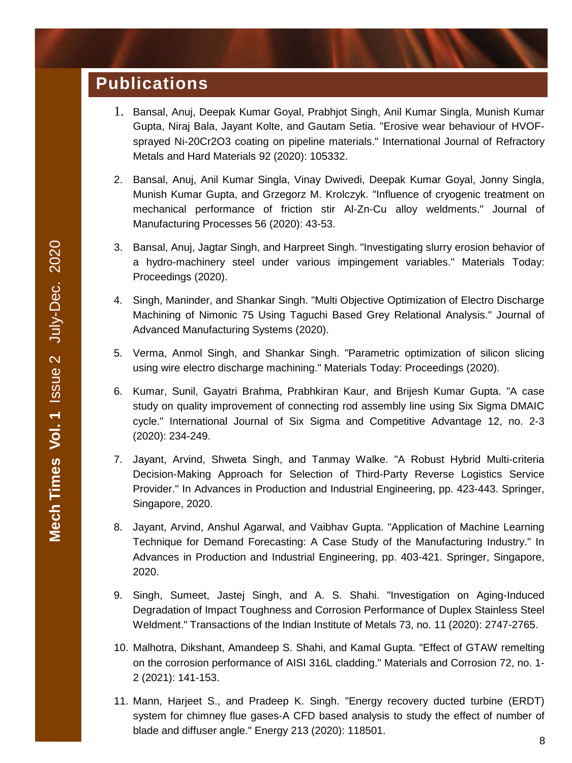## Publications

1. Bansal, Anuj, Deepak Kumar Goyal, Prabhjot Singh, Anil Kumar Singla, Munish Kumar Gupta, Niraj Bala, Jayant Kolte, and Gautam Setia. "Erosive wear behaviour of HVOF-sprayed Ni-20Cr2O3 coating on pipeline materials." International Journal of Refractory Metals and Hard Materials 92 (2020): 105332.

2. Bansal, Anuj, Anil Kumar Singla, Vinay Dwivedi, Deepak Kumar Goyal, Jonny Singla, Munish Kumar Gupta, and Grzegorz M. Krolczyk. "Influence of cryogenic treatment on mechanical performance of friction stir Al-Zn-Cu alloy weldments." Journal of Manufacturing Processes 56 (2020): 43-53.

3. Bansal, Anuj, Jagtar Singh, and Harpreet Singh. "Investigating slurry erosion behavior of a hydro-machinery steel under various impingement variables." Materials Today: Proceedings (2020).

4. Singh, Maninder, and Shankar Singh. "Multi Objective Optimization of Electro Discharge Machining of Nimonic 75 Using Taguchi Based Grey Relational Analysis." Journal of Advanced Manufacturing Systems (2020).

5. Verma, Anmol Singh, and Shankar Singh. "Parametric optimization of silicon slicing using wire electro discharge machining." Materials Today: Proceedings (2020).

6. Kumar, Sunil, Gayatri Brahma, Prabhkiran Kaur, and Brijesh Kumar Gupta. "A case study on quality improvement of connecting rod assembly line using Six Sigma DMAIC cycle." International Journal of Six Sigma and Competitive Advantage 12, no. 2-3 (2020): 234-249.

7. Jayant, Arvind, Shweta Singh, and Tanmay Walke. "A Robust Hybrid Multi-criteria Decision-Making Approach for Selection of Third-Party Reverse Logistics Service Provider." In Advances in Production and Industrial Engineering, pp. 423-443. Springer, Singapore, 2020.

8. Jayant, Arvind, Anshul Agarwal, and Vaibhav Gupta. "Application of Machine Learning Technique for Demand Forecasting: A Case Study of the Manufacturing Industry." In Advances in Production and Industrial Engineering, pp. 403-421. Springer, Singapore, 2020.

9. Singh, Sumeet, Jastej Singh, and A. S. Shahi. "Investigation on Aging-Induced Degradation of Impact Toughness and Corrosion Performance of Duplex Stainless Steel Weldment." Transactions of the Indian Institute of Metals 73, no. 11 (2020): 2747-2765.

10. Malhotra, Dikshant, Amandeep S. Shahi, and Kamal Gupta. "Effect of GTAW remelting on the corrosion performance of AISI 316L cladding." Materials and Corrosion 72, no. 1-2 (2021): 141-153.

11. Mann, Harjeet S., and Pradeep K. Singh. "Energy recovery ducted turbine (ERDT) system for chimney flue gases-A CFD based analysis to study the effect of number of blade and diffuser angle." Energy 213 (2020): 118501.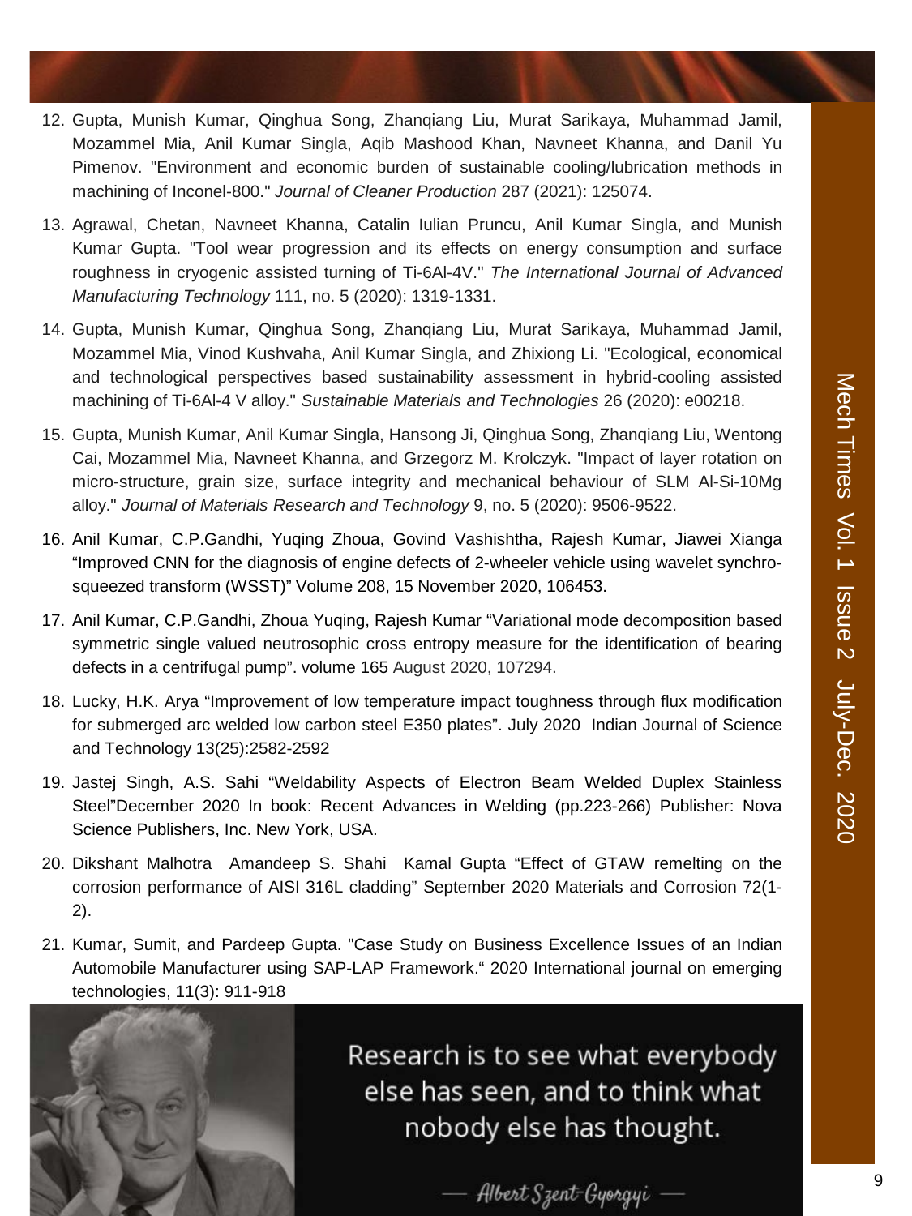12. Gupta, Munish Kumar, Qinghua Song, Zhanqiang Liu, Murat Sarikaya, Muhammad Jamil, Mozammel Mia, Anil Kumar Singla, Aqib Mashood Khan, Navneet Khanna, and Danil Yu Pimenov. "Environment and economic burden of sustainable cooling/lubrication methods in machining of Inconel-800." *Journal of Cleaner Production* 287 (2021): 125074.

13. Agrawal, Chetan, Navneet Khanna, Catalin Iulian Pruncu, Anil Kumar Singla, and Munish Kumar Gupta. "Tool wear progression and its effects on energy consumption and surface roughness in cryogenic assisted turning of Ti-6Al-4V." *The International Journal of Advanced Manufacturing Technology* 111, no. 5 (2020): 1319-1331.

14. Gupta, Munish Kumar, Qinghua Song, Zhanqiang Liu, Murat Sarikaya, Muhammad Jamil, Mozammel Mia, Vinod Kushvaha, Anil Kumar Singla, and Zhixiong Li. "Ecological, economical and technological perspectives based sustainability assessment in hybrid-cooling assisted machining of Ti-6Al-4 V alloy." *Sustainable Materials and Technologies* 26 (2020): e00218.

15. Gupta, Munish Kumar, Anil Kumar Singla, Hansong Ji, Qinghua Song, Zhanqiang Liu, Wentong Cai, Mozammel Mia, Navneet Khanna, and Grzegorz M. Krolczyk. "Impact of layer rotation on micro-structure, grain size, surface integrity and mechanical behaviour of SLM Al-Si-10Mg alloy." *Journal of Materials Research and Technology* 9, no. 5 (2020): 9506-9522.

16. Anil Kumar, C.P.Gandhi, Yuqing Zhoua, Govind Vashishtha, Rajesh Kumar, Jiawei Xianga "Improved CNN for the diagnosis of engine defects of 2-wheeler vehicle using wavelet synchro-squeezed transform (WSST)" Volume 208, 15 November 2020, 106453.

17. Anil Kumar, C.P.Gandhi, Zhoua Yuqing, Rajesh Kumar "Variational mode decomposition based symmetric single valued neutrosophic cross entropy measure for the identification of bearing defects in a centrifugal pump". volume 165 August 2020, 107294.

18. Lucky, H.K. Arya "Improvement of low temperature impact toughness through flux modification for submerged arc welded low carbon steel E350 plates". July 2020 Indian Journal of Science and Technology 13(25):2582-2592

19. Jastej Singh, A.S. Sahi "Weldability Aspects of Electron Beam Welded Duplex Stainless Steel"December 2020 In book: Recent Advances in Welding (pp.223-266) Publisher: Nova Science Publishers, Inc. New York, USA.

20. Dikshant Malhotra Amandeep S. Shahi Kamal Gupta "Effect of GTAW remelting on the corrosion performance of AISI 316L cladding" September 2020 Materials and Corrosion 72(1-2).

21. Kumar, Sumit, and Pardeep Gupta. "Case Study on Business Excellence Issues of an Indian Automobile Manufacturer using SAP-LAP Framework." 2020 International journal on emerging technologies, 11(3): 911-918

Research is to see what everybody else has seen, and to think what nobody else has thought.

— Albert Szent-Gyorgyi —